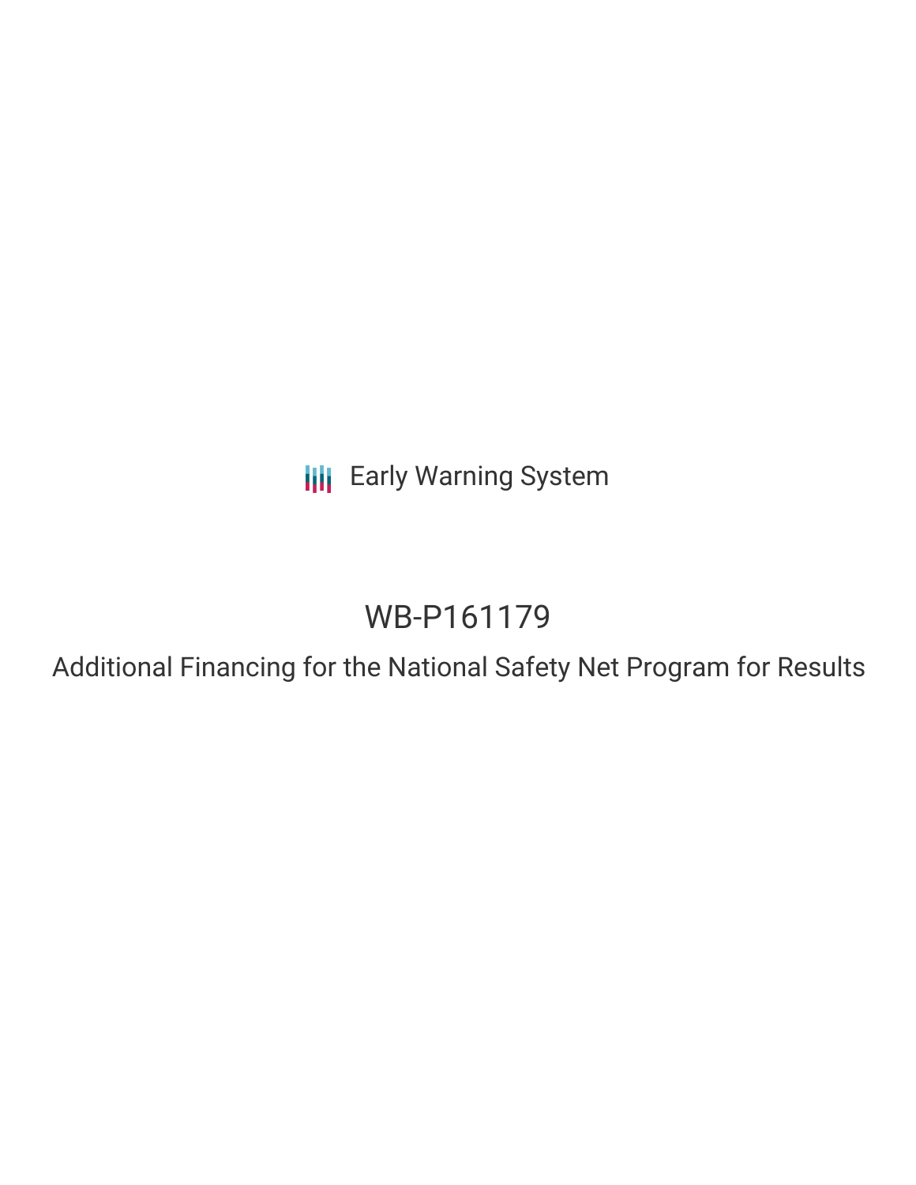Early Warning System

# WB-P161179

## Additional Financing for the National Safety Net Program for Results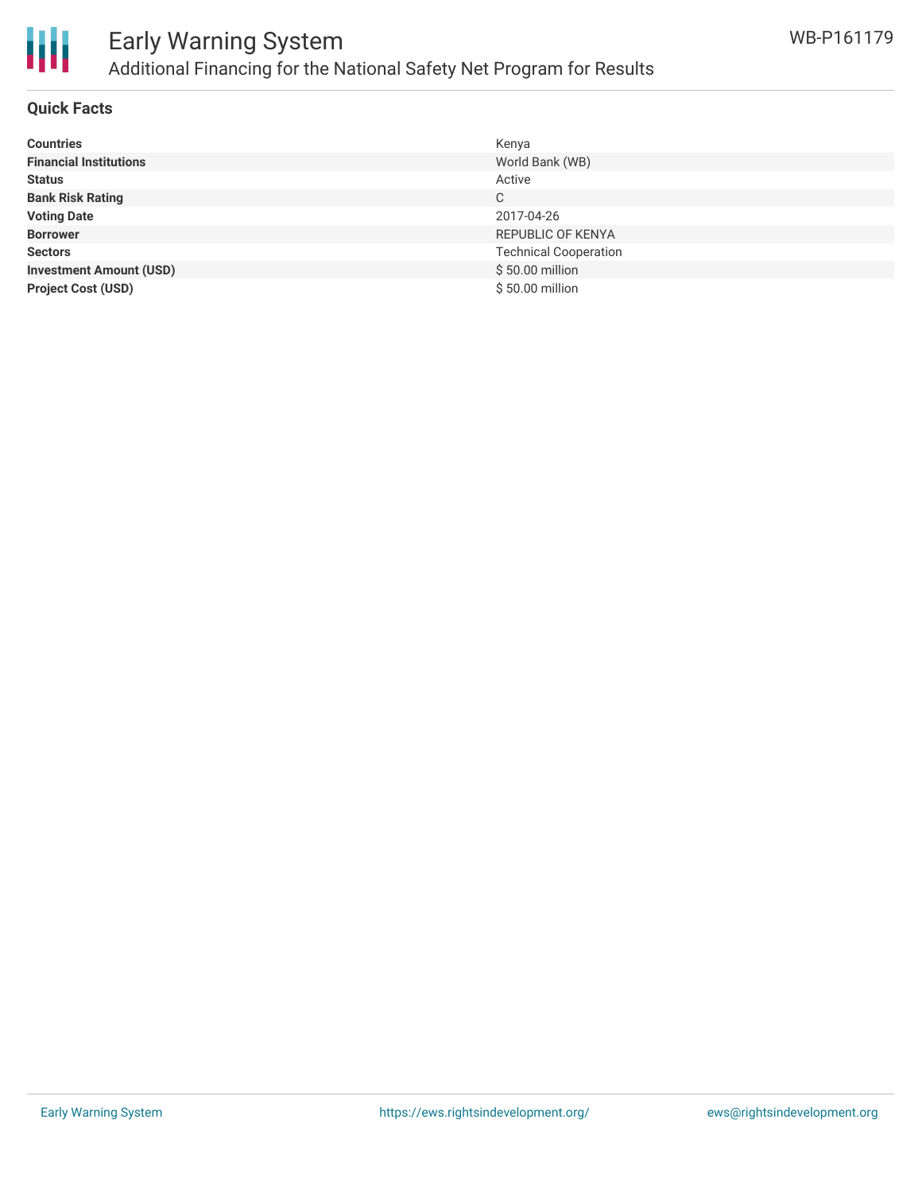## Quick Facts

| | |
|---|---|
| **Countries** | Kenya |
| **Financial Institutions** | World Bank (WB) |
| **Status** | Active |
| **Bank Risk Rating** | C |
| **Voting Date** | 2017-04-26 |
| **Borrower** | REPUBLIC OF KENYA |
| **Sectors** | Technical Cooperation |
| **Investment Amount (USD)** | $ 50.00 million |
| **Project Cost (USD)** | $ 50.00 million |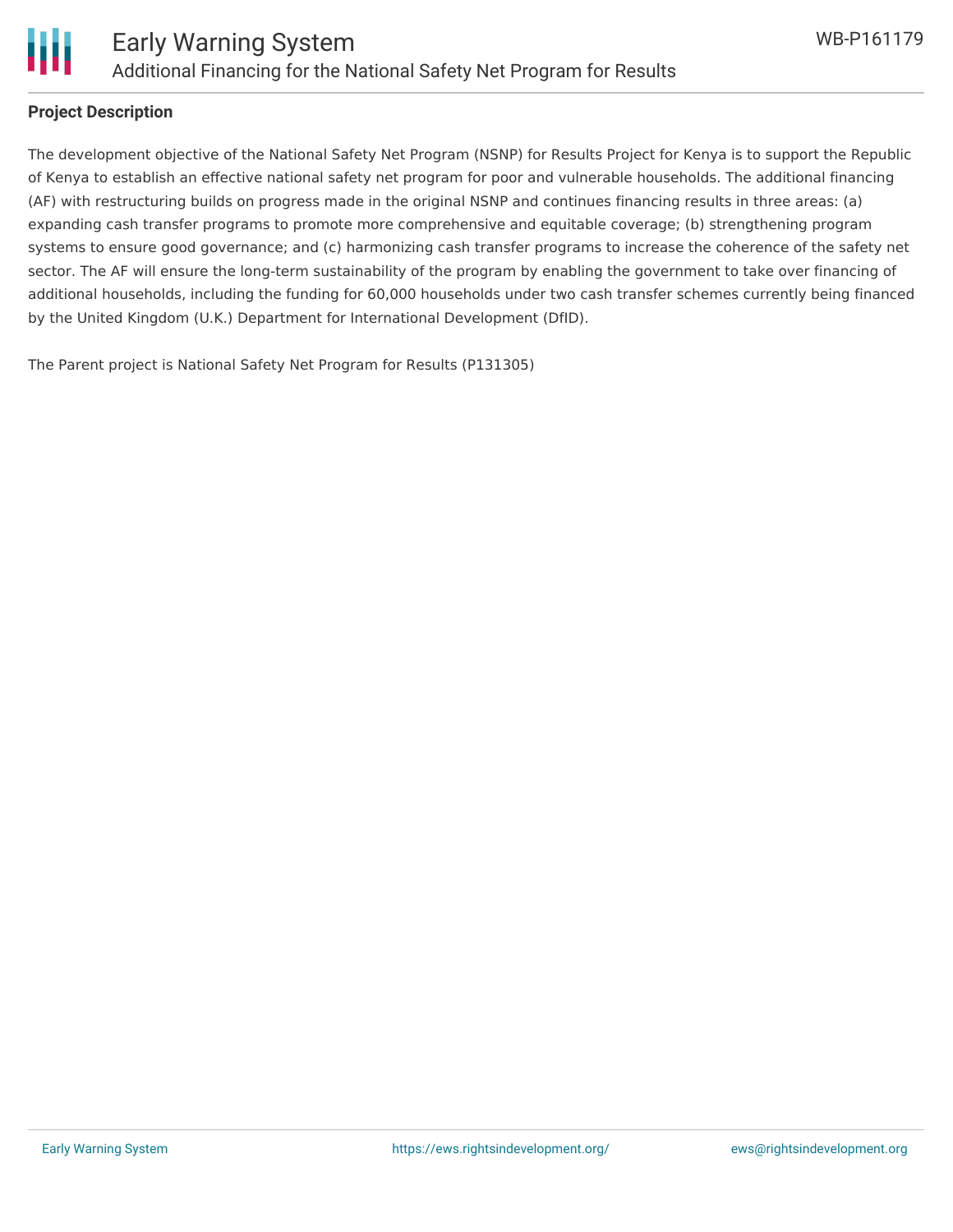## Project Description

The development objective of the National Safety Net Program (NSNP) for Results Project for Kenya is to support the Republic of Kenya to establish an effective national safety net program for poor and vulnerable households. The additional financing (AF) with restructuring builds on progress made in the original NSNP and continues financing results in three areas: (a) expanding cash transfer programs to promote more comprehensive and equitable coverage; (b) strengthening program systems to ensure good governance; and (c) harmonizing cash transfer programs to increase the coherence of the safety net sector. The AF will ensure the long-term sustainability of the program by enabling the government to take over financing of additional households, including the funding for 60,000 households under two cash transfer schemes currently being financed by the United Kingdom (U.K.) Department for International Development (DfID).

The Parent project is National Safety Net Program for Results (P131305)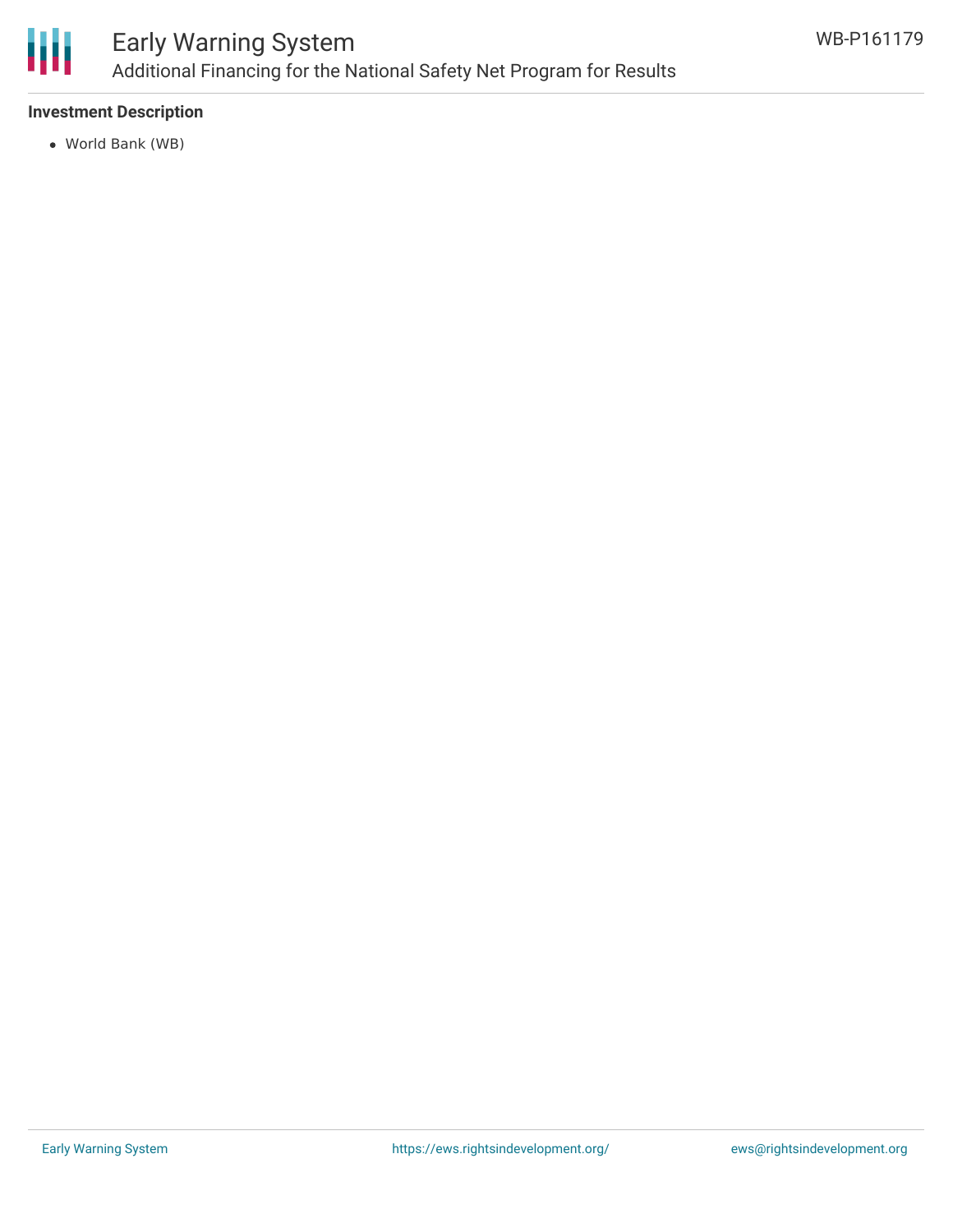### Investment Description

- World Bank (WB)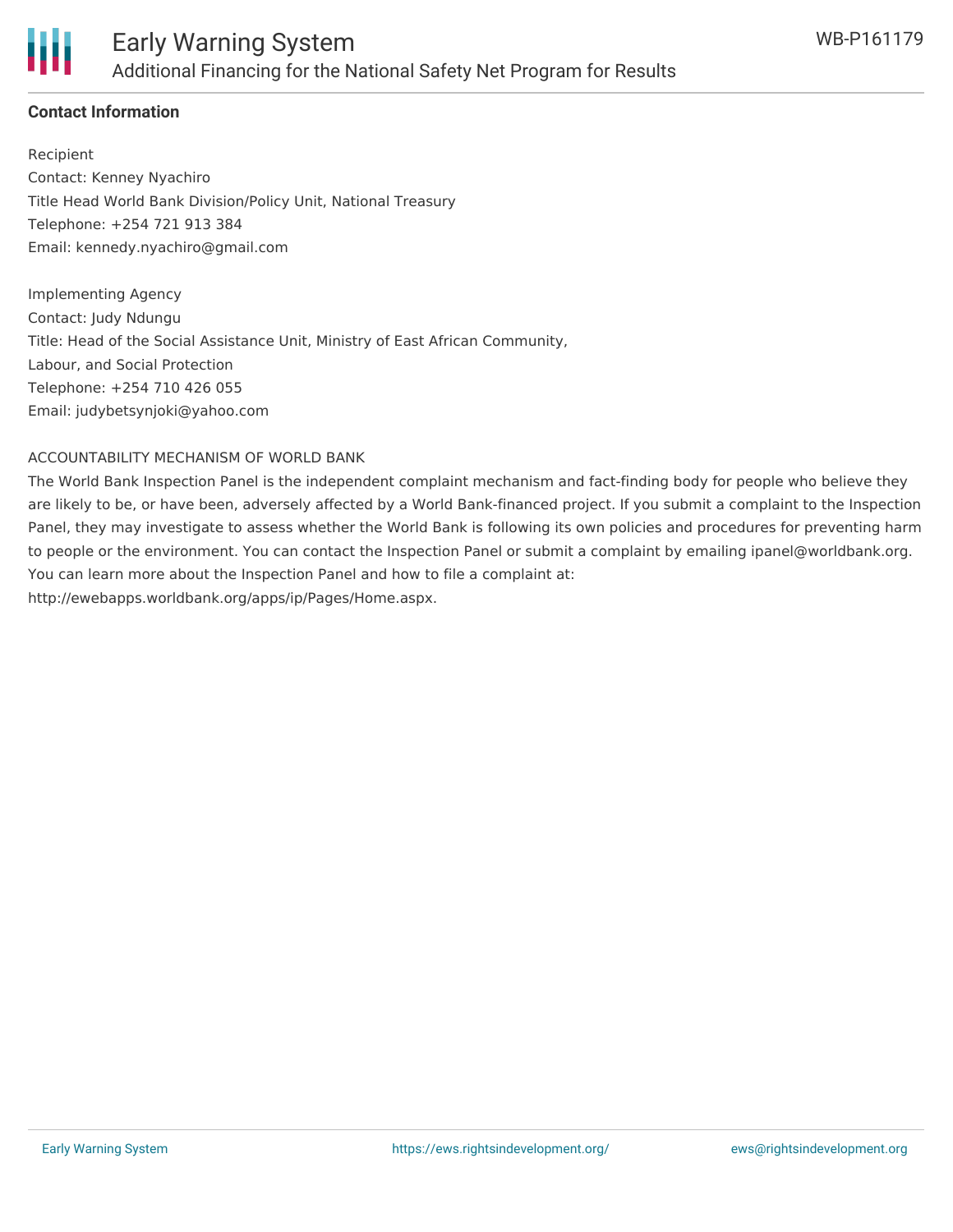## Contact Information

Recipient
Contact: Kenney Nyachiro
Title Head World Bank Division/Policy Unit, National Treasury
Telephone: +254 721 913 384
Email: kennedy.nyachiro@gmail.com

Implementing Agency
Contact: Judy Ndungu
Title: Head of the Social Assistance Unit, Ministry of East African Community, Labour, and Social Protection
Telephone: +254 710 426 055
Email: judybetsynjoki@yahoo.com

ACCOUNTABILITY MECHANISM OF WORLD BANK

The World Bank Inspection Panel is the independent complaint mechanism and fact-finding body for people who believe they are likely to be, or have been, adversely affected by a World Bank-financed project. If you submit a complaint to the Inspection Panel, they may investigate to assess whether the World Bank is following its own policies and procedures for preventing harm to people or the environment. You can contact the Inspection Panel or submit a complaint by emailing ipanel@worldbank.org. You can learn more about the Inspection Panel and how to file a complaint at: http://ewebapps.worldbank.org/apps/ip/Pages/Home.aspx.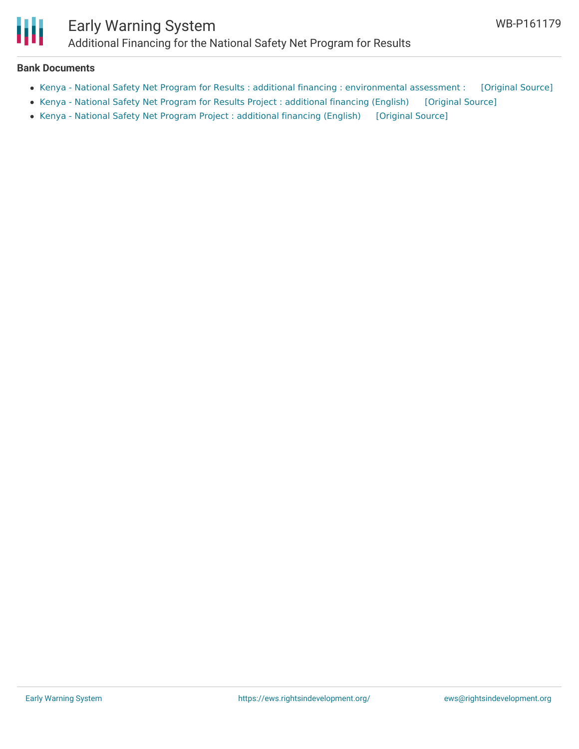**Bank Documents**

- Kenya - National Safety Net Program for Results : additional financing : environmental assessment : [Original Source]
- Kenya - National Safety Net Program for Results Project : additional financing (English) [Original Source]
- Kenya - National Safety Net Program Project : additional financing (English) [Original Source]